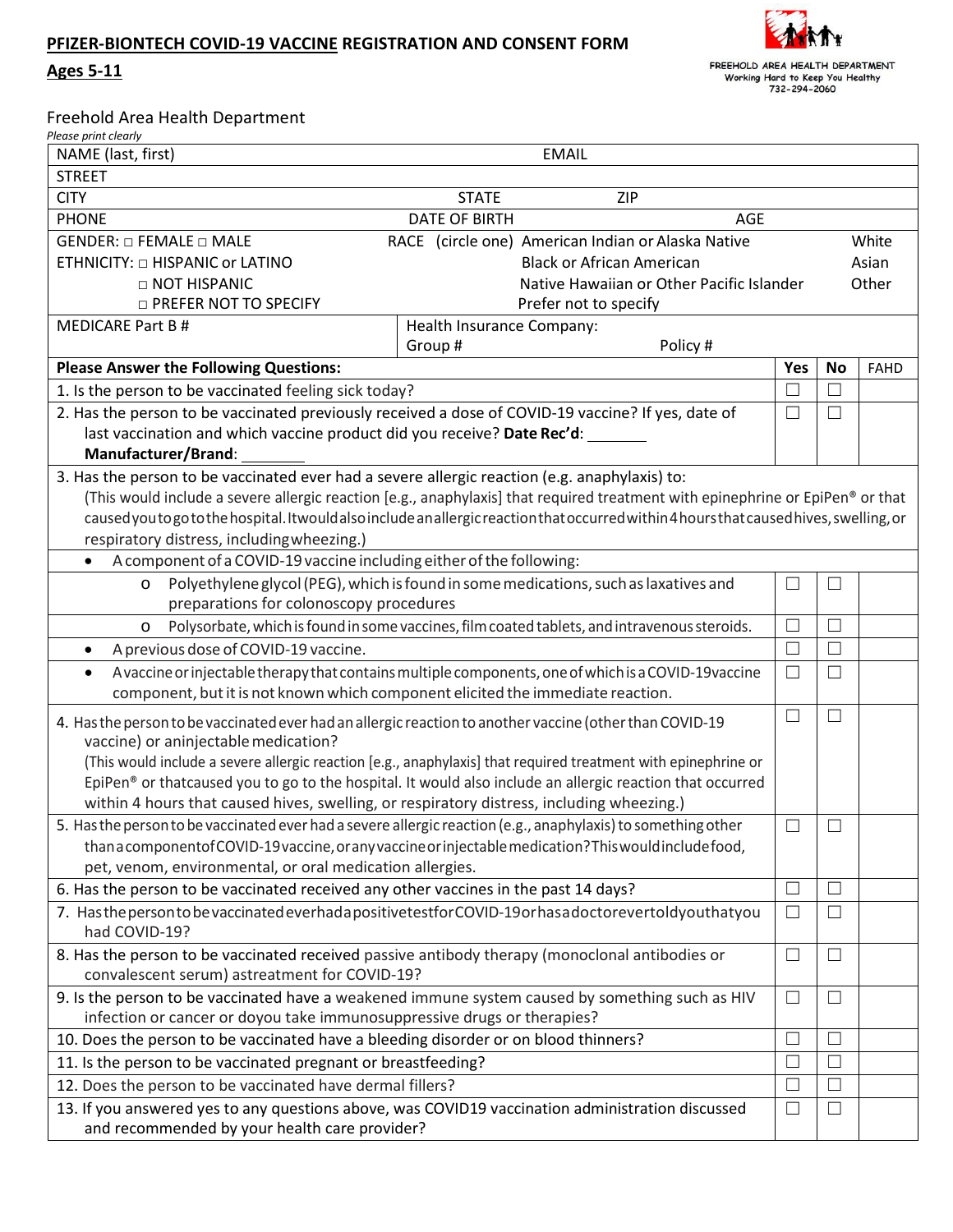# PFIZER-BIONTECH COVID-19 VACCINE REGISTRATION AND CONSENT FORM

## Ages 5-11

FREEHOLD AREA HEALTH DEPARTMENT
Working Hard to Keep You Healthy
732-294-2060

Freehold Area Health Department

*Please print clearly*

| NAME (last, first) | EMAIL | |
|---|---|---|
| STREET | | |
| CITY | STATE | ZIP |
| PHONE | DATE OF BIRTH | AGE |
| GENDER: □ FEMALE □ MALE<br>ETHNICITY: □ HISPANIC or LATINO<br>□ NOT HISPANIC<br>□ PREFER NOT TO SPECIFY | RACE (circle one) American Indian or Alaska Native / Black or African American / Native Hawaiian or Other Pacific Islander / Prefer not to specify | White / Asian / Other |
| MEDICARE Part B # | Health Insurance Company:<br>Group # | Policy # |

| Please Answer the Following Questions: | Yes | No | FAHD |
|---|---|---|---|
| 1. Is the person to be vaccinated feeling sick today? | ☐ | ☐ | |
| 2. Has the person to be vaccinated previously received a dose of COVID-19 vaccine? If yes, date of last vaccination and which vaccine product did you receive? **Date Rec'd**: \_\_\_\_\_\_\_ **Manufacturer/Brand**: \_\_\_\_\_\_\_ | ☐ | ☐ | |
| 3. Has the person to be vaccinated ever had a severe allergic reaction (e.g. anaphylaxis) to: (This would include a severe allergic reaction [e.g., anaphylaxis] that required treatment with epinephrine or EpiPen® or that caused you to go to the hospital. It would also include an allergic reaction that occurred within 4 hours that caused hives, swelling, or respiratory distress, including wheezing.) | | | |
| • A component of a COVID-19 vaccine including either of the following: | | | |
| o Polyethylene glycol (PEG), which is found in some medications, such as laxatives and preparations for colonoscopy procedures | ☐ | ☐ | |
| o Polysorbate, which is found in some vaccines, film coated tablets, and intravenous steroids. | ☐ | ☐ | |
| • A previous dose of COVID-19 vaccine. | ☐ | ☐ | |
| • A vaccine or injectable therapy that contains multiple components, one of which is a COVID-19 vaccine component, but it is not known which component elicited the immediate reaction. | ☐ | ☐ | |
| 4. Has the person to be vaccinated ever had an allergic reaction to another vaccine (other than COVID-19 vaccine) or an injectable medication? (This would include a severe allergic reaction [e.g., anaphylaxis] that required treatment with epinephrine or EpiPen® or that caused you to go to the hospital. It would also include an allergic reaction that occurred within 4 hours that caused hives, swelling, or respiratory distress, including wheezing.) | ☐ | ☐ | |
| 5. Has the person to be vaccinated ever had a severe allergic reaction (e.g., anaphylaxis) to something other than a component of COVID-19 vaccine, or any vaccine or injectable medication? This would include food, pet, venom, environmental, or oral medication allergies. | ☐ | ☐ | |
| 6. Has the person to be vaccinated received any other vaccines in the past 14 days? | ☐ | ☐ | |
| 7. Has the person to be vaccinated ever had a positive test for COVID-19 or has a doctor ever told you that you had COVID-19? | ☐ | ☐ | |
| 8. Has the person to be vaccinated received passive antibody therapy (monoclonal antibodies or convalescent serum) as treatment for COVID-19? | ☐ | ☐ | |
| 9. Is the person to be vaccinated have a weakened immune system caused by something such as HIV infection or cancer or do you take immunosuppressive drugs or therapies? | ☐ | ☐ | |
| 10. Does the person to be vaccinated have a bleeding disorder or on blood thinners? | ☐ | ☐ | |
| 11. Is the person to be vaccinated pregnant or breastfeeding? | ☐ | ☐ | |
| 12. Does the person to be vaccinated have dermal fillers? | ☐ | ☐ | |
| 13. If you answered yes to any questions above, was COVID19 vaccination administration discussed and recommended by your health care provider? | ☐ | ☐ | |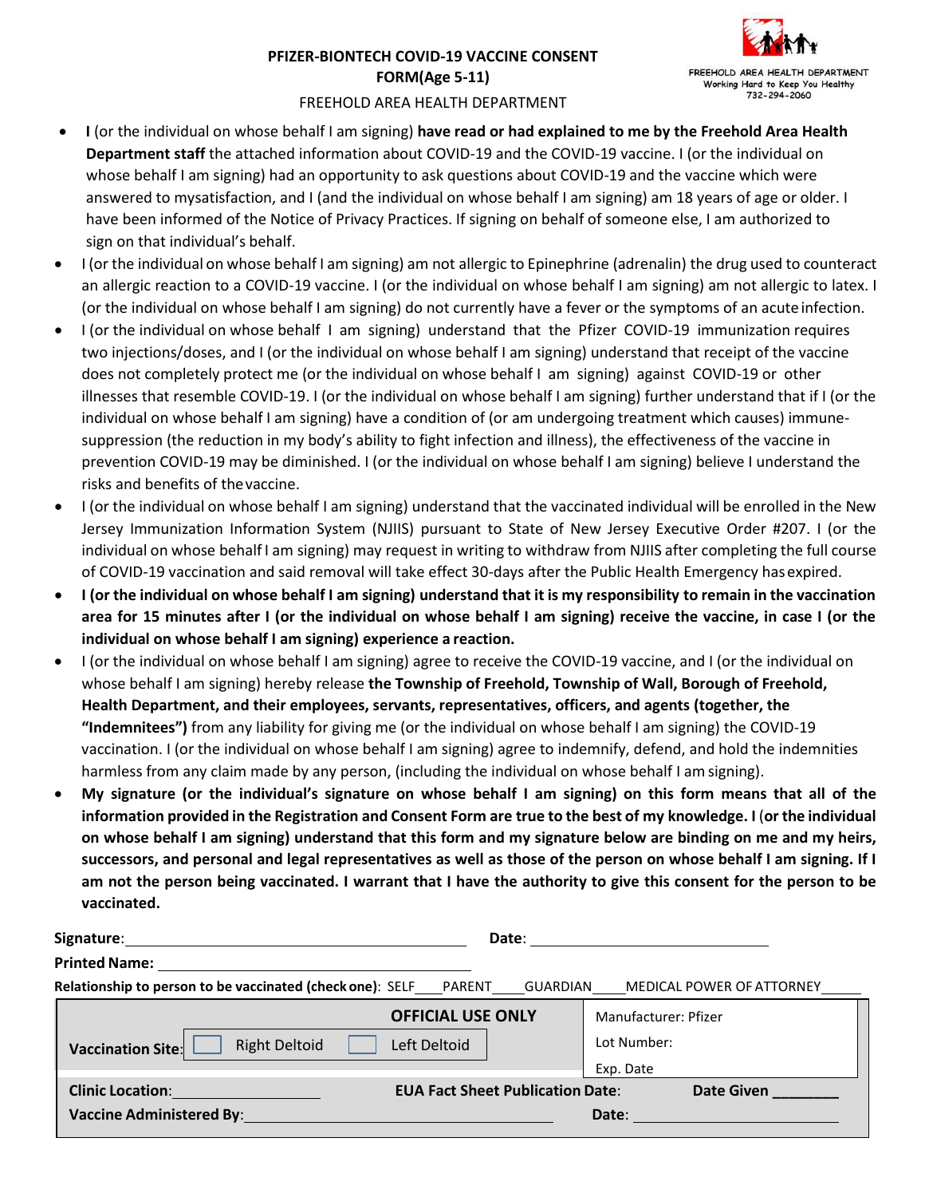# PFIZER-BIONTECH COVID-19 VACCINE CONSENT FORM(Age 5-11)

FREEHOLD AREA HEALTH DEPARTMENT

FREEHOLD AREA HEALTH DEPARTMENT
Working Hard to Keep You Healthy
732-294-2060

- **I** (or the individual on whose behalf I am signing) **have read or had explained to me by the Freehold Area Health Department staff** the attached information about COVID-19 and the COVID-19 vaccine. I (or the individual on whose behalf I am signing) had an opportunity to ask questions about COVID-19 and the vaccine which were answered to mysatisfaction, and I (and the individual on whose behalf I am signing) am 18 years of age or older. I have been informed of the Notice of Privacy Practices. If signing on behalf of someone else, I am authorized to sign on that individual's behalf.
- I (or the individual on whose behalf I am signing) am not allergic to Epinephrine (adrenalin) the drug used to counteract an allergic reaction to a COVID-19 vaccine. I (or the individual on whose behalf I am signing) am not allergic to latex. I (or the individual on whose behalf I am signing) do not currently have a fever or the symptoms of an acute infection.
- I (or the individual on whose behalf I am signing) understand that the Pfizer COVID-19 immunization requires two injections/doses, and I (or the individual on whose behalf I am signing) understand that receipt of the vaccine does not completely protect me (or the individual on whose behalf I am signing) against COVID-19 or other illnesses that resemble COVID-19. I (or the individual on whose behalf I am signing) further understand that if I (or the individual on whose behalf I am signing) have a condition of (or am undergoing treatment which causes) immune-suppression (the reduction in my body's ability to fight infection and illness), the effectiveness of the vaccine in prevention COVID-19 may be diminished. I (or the individual on whose behalf I am signing) believe I understand the risks and benefits of the vaccine.
- I (or the individual on whose behalf I am signing) understand that the vaccinated individual will be enrolled in the New Jersey Immunization Information System (NJIIS) pursuant to State of New Jersey Executive Order #207. I (or the individual on whose behalf I am signing) may request in writing to withdraw from NJIIS after completing the full course of COVID-19 vaccination and said removal will take effect 30-days after the Public Health Emergency has expired.
- **I (or the individual on whose behalf I am signing) understand that it is my responsibility to remain in the vaccination area for 15 minutes after I (or the individual on whose behalf I am signing) receive the vaccine, in case I (or the individual on whose behalf I am signing) experience a reaction.**
- I (or the individual on whose behalf I am signing) agree to receive the COVID-19 vaccine, and I (or the individual on whose behalf I am signing) hereby release **the Township of Freehold, Township of Wall, Borough of Freehold, Health Department, and their employees, servants, representatives, officers, and agents (together, the "Indemnitees")** from any liability for giving me (or the individual on whose behalf I am signing) the COVID-19 vaccination. I (or the individual on whose behalf I am signing) agree to indemnify, defend, and hold the indemnities harmless from any claim made by any person, (including the individual on whose behalf I am signing).
- **My signature (or the individual's signature on whose behalf I am signing) on this form means that all of the information provided in the Registration and Consent Form are true to the best of my knowledge. I (or the individual on whose behalf I am signing) understand that this form and my signature below are binding on me and my heirs, successors, and personal and legal representatives as well as those of the person on whose behalf I am signing. If I am not the person being vaccinated. I warrant that I have the authority to give this consent for the person to be vaccinated.**

**Signature**: ____________________ **Date**: ____________________

**Printed Name**: ____________________

**Relationship to person to be vaccinated (check one)**: SELF___ PARENT____ GUARDIAN____ MEDICAL POWER OF ATTORNEY_____

| | | |
|---|---|---|
| | **OFFICIAL USE ONLY** | Manufacturer: Pfizer |
| **Vaccination Site**: ☐ Right Deltoid | ☐ Left Deltoid | Lot Number: |
| | | Exp. Date |
| **Clinic Location**: __________ | **EUA Fact Sheet Publication Date**: | **Date Given** ________ |
| **Vaccine Administered By**: __________ | | **Date**: __________ |